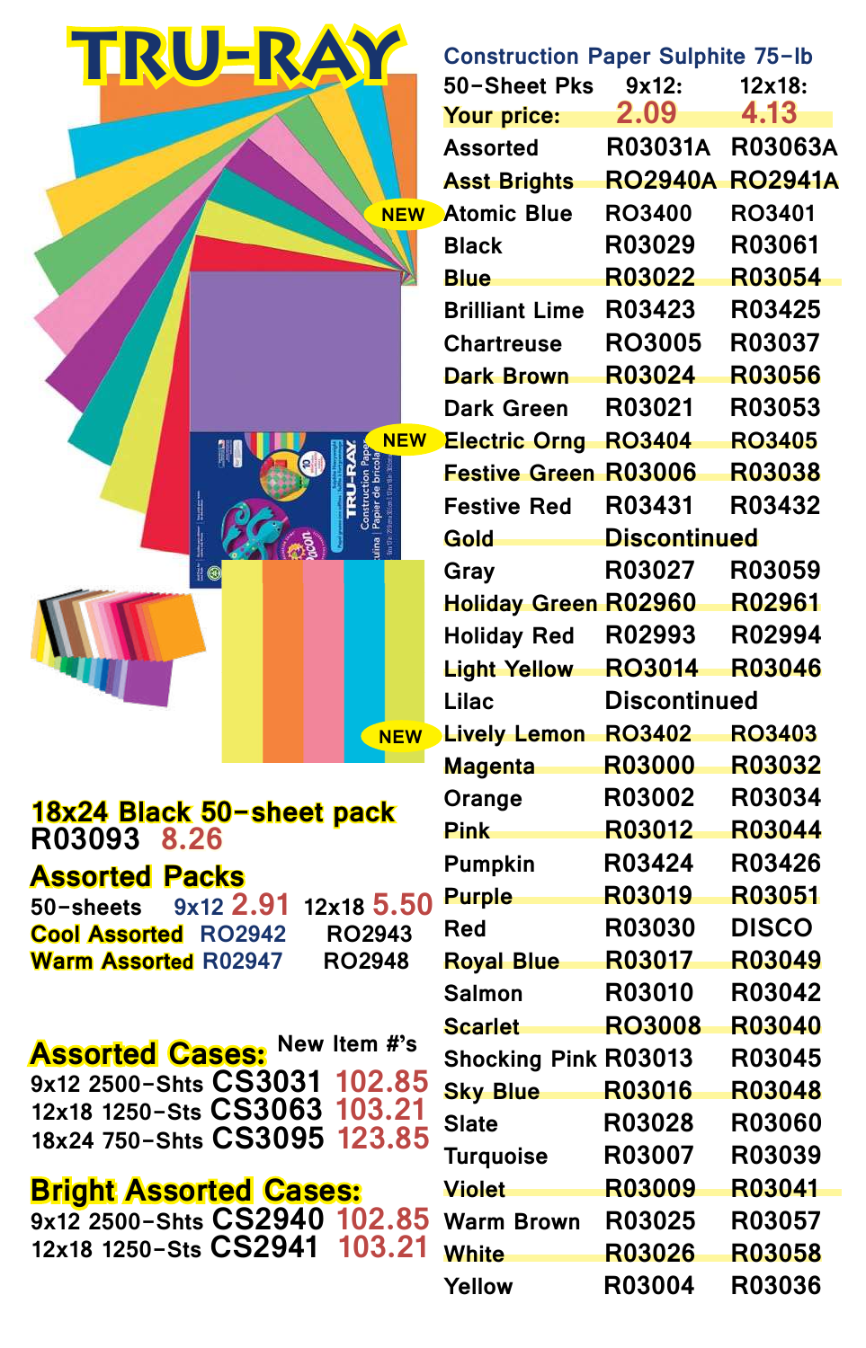# TRU-RAY

## Construction Paper Sulphite 75-lb

| 50-Sheet Pks | 9x12: | 12x18: |
|---|---|---|
| Your price: | 2.09 | 4.13 |
| Assorted | R03031A | R03063A |
| Asst Brights | RO2940A | RO2941A |
| NEW Atomic Blue | RO3400 | RO3401 |
| Black | R03029 | R03061 |
| Blue | R03022 | R03054 |
| Brilliant Lime | R03423 | R03425 |
| Chartreuse | RO3005 | R03037 |
| Dark Brown | R03024 | R03056 |
| Dark Green | R03021 | R03053 |
| NEW Electric Orng | RO3404 | RO3405 |
| Festive Green | R03006 | R03038 |
| Festive Red | R03431 | R03432 |
| Gold | Discontinued | |
| Gray | R03027 | R03059 |
| Holiday Green | R02960 | R02961 |
| Holiday Red | R02993 | R02994 |
| Light Yellow | RO3014 | R03046 |
| Lilac | Discontinued | |
| NEW Lively Lemon | RO3402 | RO3403 |
| Magenta | R03000 | R03032 |
| Orange | R03002 | R03034 |
| Pink | R03012 | R03044 |
| Pumpkin | R03424 | R03426 |
| Purple | R03019 | R03051 |
| Red | R03030 | DISCO |
| Royal Blue | R03017 | R03049 |
| Salmon | R03010 | R03042 |
| Scarlet | RO3008 | R03040 |
| Shocking Pink | R03013 | R03045 |
| Sky Blue | R03016 | R03048 |
| Slate | R03028 | R03060 |
| Turquoise | R03007 | R03039 |
| Violet | R03009 | R03041 |
| Warm Brown | R03025 | R03057 |
| White | R03026 | R03058 |
| Yellow | R03004 | R03036 |

## 18x24 Black 50-sheet pack

R03093 8.26

## Assorted Packs

| 50-sheets | 9x12 2.91 | 12x18 5.50 |
|---|---|---|
| Cool Assorted | RO2942 | RO2943 |
| Warm Assorted | R02947 | RO2948 |

## Assorted Cases:

New Item #'s

| | | |
|---|---|---|
| 9x12 2500-Shts | CS3031 | 102.85 |
| 12x18 1250-Sts | CS3063 | 103.21 |
| 18x24 750-Shts | CS3095 | 123.85 |

## Bright Assorted Cases:

| | | |
|---|---|---|
| 9x12 2500-Shts | CS2940 | 102.85 |
| 12x18 1250-Sts | CS2941 | 103.21 |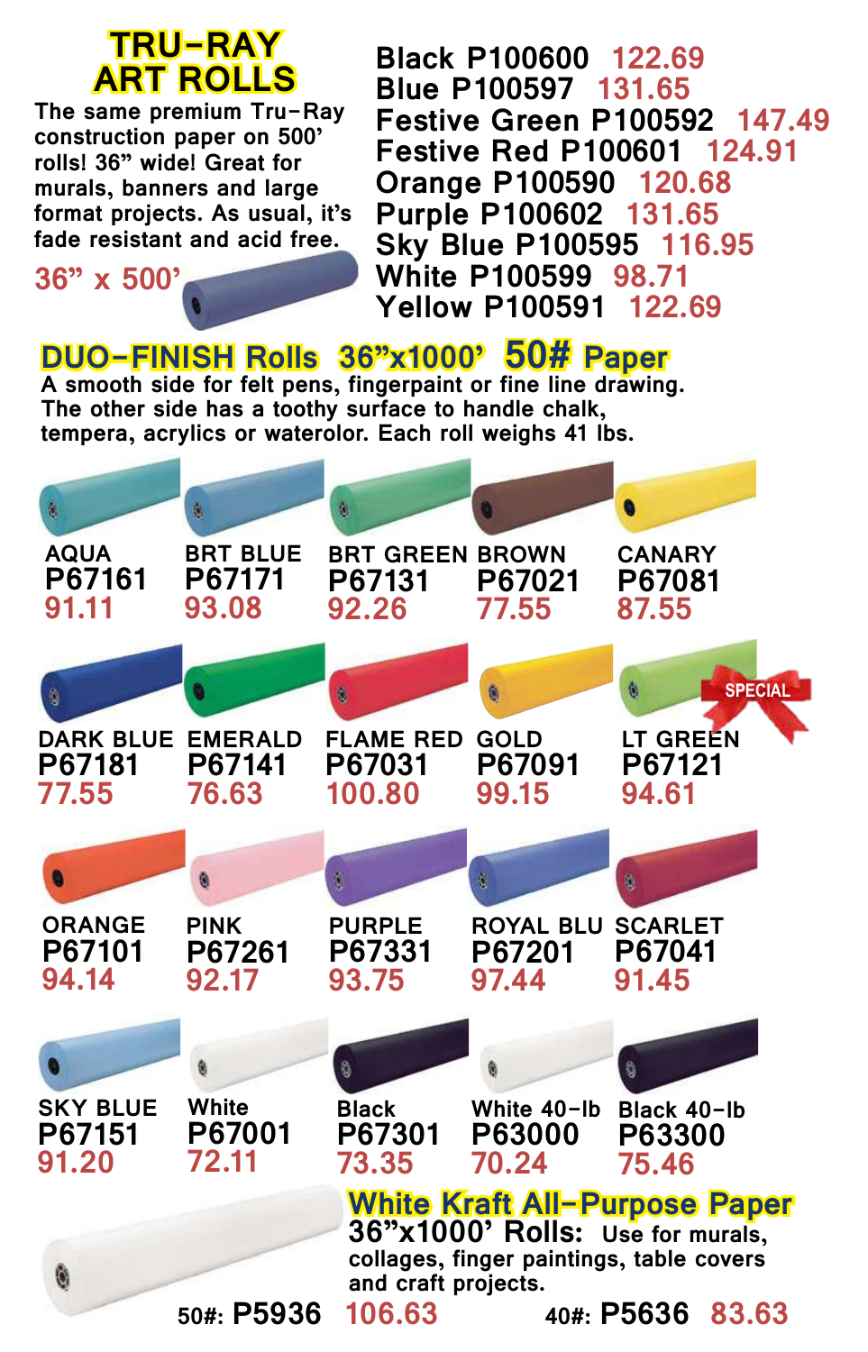# TRU-RAY ART ROLLS

The same premium Tru-Ray construction paper on 500' rolls! 36" wide! Great for murals, banners and large format projects. As usual, it's fade resistant and acid free.

36" x 500'

| | | |
|---|---|---|
| Black | P100600 | 122.69 |
| Blue | P100597 | 131.65 |
| Festive Green | P100592 | 147.49 |
| Festive Red | P100601 | 124.91 |
| Orange | P100590 | 120.68 |
| Purple | P100602 | 131.65 |
| Sky Blue | P100595 | 116.95 |
| White | P100599 | 98.71 |
| Yellow | P100591 | 122.69 |

## DUO-FINISH Rolls 36"x1000' 50# Paper

A smooth side for felt pens, fingerpaint or fine line drawing. The other side has a toothy surface to handle chalk, tempera, acrylics or waterolor. Each roll weighs 41 lbs.

| | | |
|---|---|---|
| AQUA | P67161 | 91.11 |
| BRT BLUE | P67171 | 93.08 |
| BRT GREEN | P67131 | 92.26 |
| BROWN | P67021 | 77.55 |
| CANARY | P67081 | 87.55 |
| DARK BLUE | P67181 | 77.55 |
| EMERALD | P67141 | 76.63 |
| FLAME RED | P67031 | 100.80 |
| GOLD | P67091 | 99.15 |
| LT GREEN (SPECIAL) | P67121 | 94.61 |
| ORANGE | P67101 | 94.14 |
| PINK | P67261 | 92.17 |
| PURPLE | P67331 | 93.75 |
| ROYAL BLU | P67201 | 97.44 |
| SCARLET | P67041 | 91.45 |
| SKY BLUE | P67151 | 91.20 |
| White | P67001 | 72.11 |
| Black | P67301 | 73.35 |
| White 40-lb | P63000 | 70.24 |
| Black 40-lb | P63300 | 75.46 |

## White Kraft All-Purpose Paper

**36"x1000' Rolls:** Use for murals, collages, finger paintings, table covers and craft projects.

50#: P5936 106.63

40#: P5636 83.63